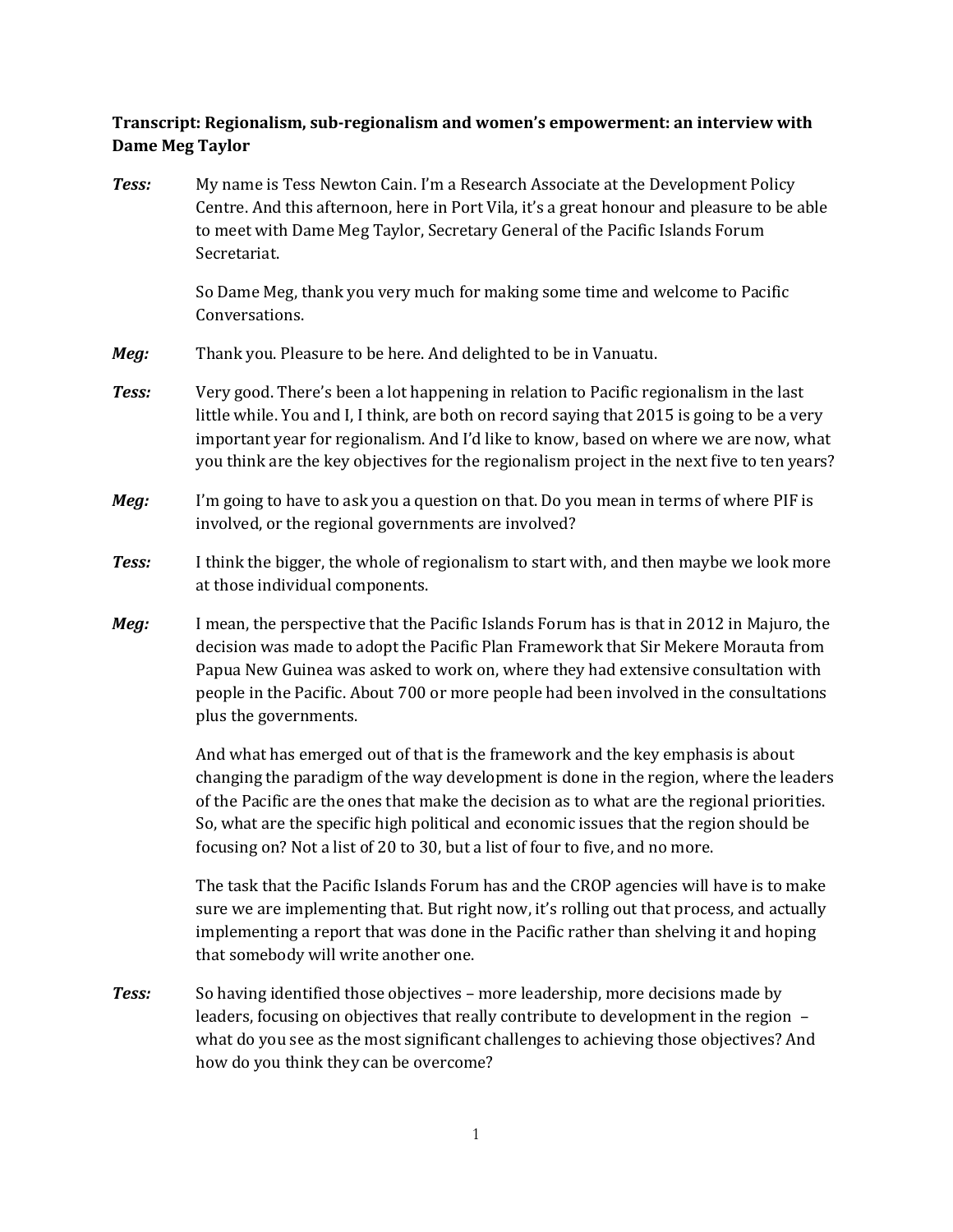**Transcript: Regionalism, sub-regionalism and women's empowerment: an interview with Dame Meg Taylor**

***Tess:*** My name is Tess Newton Cain. I'm a Research Associate at the Development Policy Centre. And this afternoon, here in Port Vila, it's a great honour and pleasure to be able to meet with Dame Meg Taylor, Secretary General of the Pacific Islands Forum Secretariat.

So Dame Meg, thank you very much for making some time and welcome to Pacific Conversations.

***Meg:*** Thank you. Pleasure to be here. And delighted to be in Vanuatu.

***Tess:*** Very good. There's been a lot happening in relation to Pacific regionalism in the last little while. You and I, I think, are both on record saying that 2015 is going to be a very important year for regionalism. And I'd like to know, based on where we are now, what you think are the key objectives for the regionalism project in the next five to ten years?

***Meg:*** I'm going to have to ask you a question on that. Do you mean in terms of where PIF is involved, or the regional governments are involved?

***Tess:*** I think the bigger, the whole of regionalism to start with, and then maybe we look more at those individual components.

***Meg:*** I mean, the perspective that the Pacific Islands Forum has is that in 2012 in Majuro, the decision was made to adopt the Pacific Plan Framework that Sir Mekere Morauta from Papua New Guinea was asked to work on, where they had extensive consultation with people in the Pacific. About 700 or more people had been involved in the consultations plus the governments.

And what has emerged out of that is the framework and the key emphasis is about changing the paradigm of the way development is done in the region, where the leaders of the Pacific are the ones that make the decision as to what are the regional priorities. So, what are the specific high political and economic issues that the region should be focusing on? Not a list of 20 to 30, but a list of four to five, and no more.

The task that the Pacific Islands Forum has and the CROP agencies will have is to make sure we are implementing that. But right now, it's rolling out that process, and actually implementing a report that was done in the Pacific rather than shelving it and hoping that somebody will write another one.

***Tess:*** So having identified those objectives – more leadership, more decisions made by leaders, focusing on objectives that really contribute to development in the region – what do you see as the most significant challenges to achieving those objectives? And how do you think they can be overcome?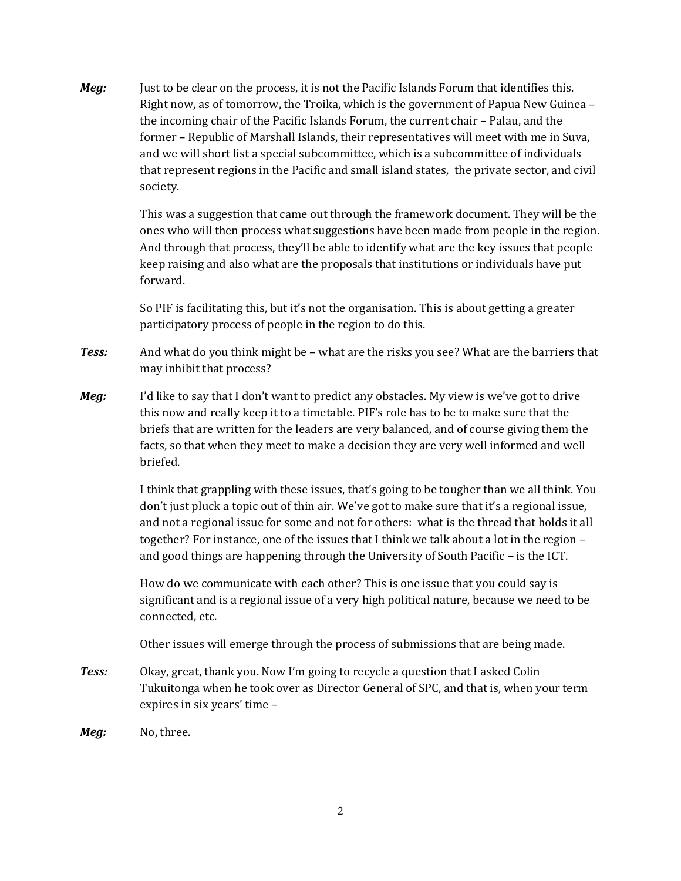**Meg:** Just to be clear on the process, it is not the Pacific Islands Forum that identifies this. Right now, as of tomorrow, the Troika, which is the government of Papua New Guinea – the incoming chair of the Pacific Islands Forum, the current chair – Palau, and the former – Republic of Marshall Islands, their representatives will meet with me in Suva, and we will short list a special subcommittee, which is a subcommittee of individuals that represent regions in the Pacific and small island states, the private sector, and civil society.

This was a suggestion that came out through the framework document. They will be the ones who will then process what suggestions have been made from people in the region. And through that process, they'll be able to identify what are the key issues that people keep raising and also what are the proposals that institutions or individuals have put forward.

So PIF is facilitating this, but it's not the organisation. This is about getting a greater participatory process of people in the region to do this.

**Tess:** And what do you think might be – what are the risks you see? What are the barriers that may inhibit that process?

**Meg:** I'd like to say that I don't want to predict any obstacles. My view is we've got to drive this now and really keep it to a timetable. PIF's role has to be to make sure that the briefs that are written for the leaders are very balanced, and of course giving them the facts, so that when they meet to make a decision they are very well informed and well briefed.

I think that grappling with these issues, that's going to be tougher than we all think. You don't just pluck a topic out of thin air. We've got to make sure that it's a regional issue, and not a regional issue for some and not for others: what is the thread that holds it all together? For instance, one of the issues that I think we talk about a lot in the region – and good things are happening through the University of South Pacific – is the ICT.

How do we communicate with each other? This is one issue that you could say is significant and is a regional issue of a very high political nature, because we need to be connected, etc.

Other issues will emerge through the process of submissions that are being made.

**Tess:** Okay, great, thank you. Now I'm going to recycle a question that I asked Colin Tukuitonga when he took over as Director General of SPC, and that is, when your term expires in six years' time –

**Meg:** No, three.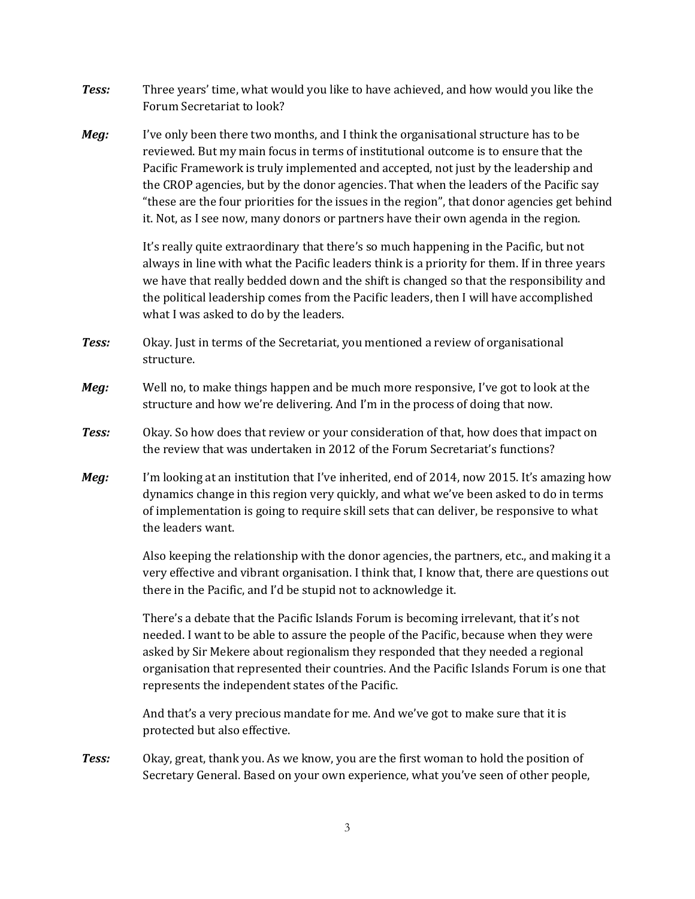**Tess:** Three years' time, what would you like to have achieved, and how would you like the Forum Secretariat to look?

**Meg:** I've only been there two months, and I think the organisational structure has to be reviewed. But my main focus in terms of institutional outcome is to ensure that the Pacific Framework is truly implemented and accepted, not just by the leadership and the CROP agencies, but by the donor agencies. That when the leaders of the Pacific say "these are the four priorities for the issues in the region", that donor agencies get behind it. Not, as I see now, many donors or partners have their own agenda in the region.

It's really quite extraordinary that there's so much happening in the Pacific, but not always in line with what the Pacific leaders think is a priority for them. If in three years we have that really bedded down and the shift is changed so that the responsibility and the political leadership comes from the Pacific leaders, then I will have accomplished what I was asked to do by the leaders.

**Tess:** Okay. Just in terms of the Secretariat, you mentioned a review of organisational structure.

**Meg:** Well no, to make things happen and be much more responsive, I've got to look at the structure and how we're delivering. And I'm in the process of doing that now.

**Tess:** Okay. So how does that review or your consideration of that, how does that impact on the review that was undertaken in 2012 of the Forum Secretariat's functions?

**Meg:** I'm looking at an institution that I've inherited, end of 2014, now 2015. It's amazing how dynamics change in this region very quickly, and what we've been asked to do in terms of implementation is going to require skill sets that can deliver, be responsive to what the leaders want.

Also keeping the relationship with the donor agencies, the partners, etc., and making it a very effective and vibrant organisation. I think that, I know that, there are questions out there in the Pacific, and I'd be stupid not to acknowledge it.

There's a debate that the Pacific Islands Forum is becoming irrelevant, that it's not needed. I want to be able to assure the people of the Pacific, because when they were asked by Sir Mekere about regionalism they responded that they needed a regional organisation that represented their countries. And the Pacific Islands Forum is one that represents the independent states of the Pacific.

And that's a very precious mandate for me. And we've got to make sure that it is protected but also effective.

**Tess:** Okay, great, thank you. As we know, you are the first woman to hold the position of Secretary General. Based on your own experience, what you've seen of other people,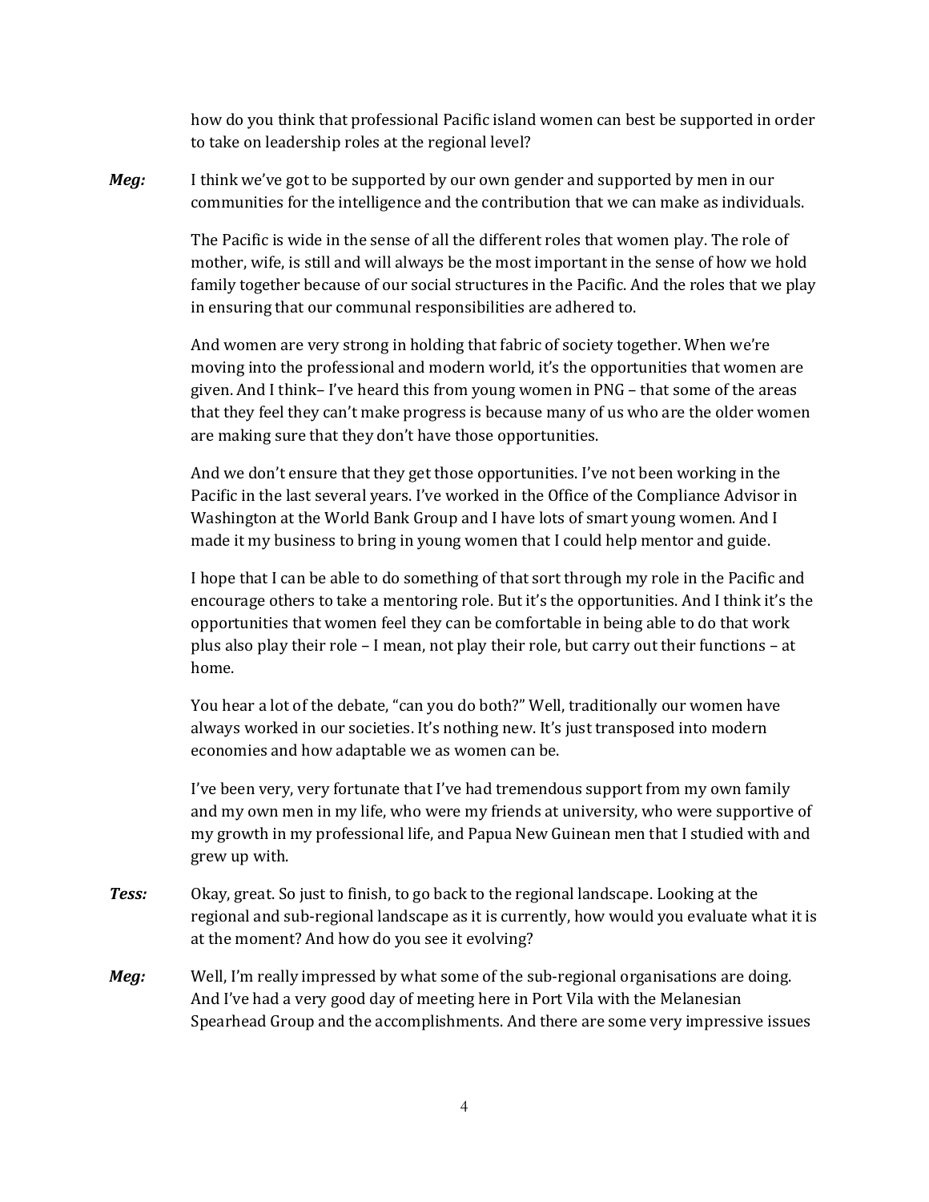how do you think that professional Pacific island women can best be supported in order to take on leadership roles at the regional level?

***Meg:*** I think we've got to be supported by our own gender and supported by men in our communities for the intelligence and the contribution that we can make as individuals.

The Pacific is wide in the sense of all the different roles that women play. The role of mother, wife, is still and will always be the most important in the sense of how we hold family together because of our social structures in the Pacific. And the roles that we play in ensuring that our communal responsibilities are adhered to.

And women are very strong in holding that fabric of society together. When we're moving into the professional and modern world, it's the opportunities that women are given. And I think– I've heard this from young women in PNG – that some of the areas that they feel they can't make progress is because many of us who are the older women are making sure that they don't have those opportunities.

And we don't ensure that they get those opportunities. I've not been working in the Pacific in the last several years. I've worked in the Office of the Compliance Advisor in Washington at the World Bank Group and I have lots of smart young women. And I made it my business to bring in young women that I could help mentor and guide.

I hope that I can be able to do something of that sort through my role in the Pacific and encourage others to take a mentoring role. But it's the opportunities. And I think it's the opportunities that women feel they can be comfortable in being able to do that work plus also play their role – I mean, not play their role, but carry out their functions – at home.

You hear a lot of the debate, "can you do both?" Well, traditionally our women have always worked in our societies. It's nothing new. It's just transposed into modern economies and how adaptable we as women can be.

I've been very, very fortunate that I've had tremendous support from my own family and my own men in my life, who were my friends at university, who were supportive of my growth in my professional life, and Papua New Guinean men that I studied with and grew up with.

***Tess:*** Okay, great. So just to finish, to go back to the regional landscape. Looking at the regional and sub-regional landscape as it is currently, how would you evaluate what it is at the moment? And how do you see it evolving?

***Meg:*** Well, I'm really impressed by what some of the sub-regional organisations are doing. And I've had a very good day of meeting here in Port Vila with the Melanesian Spearhead Group and the accomplishments. And there are some very impressive issues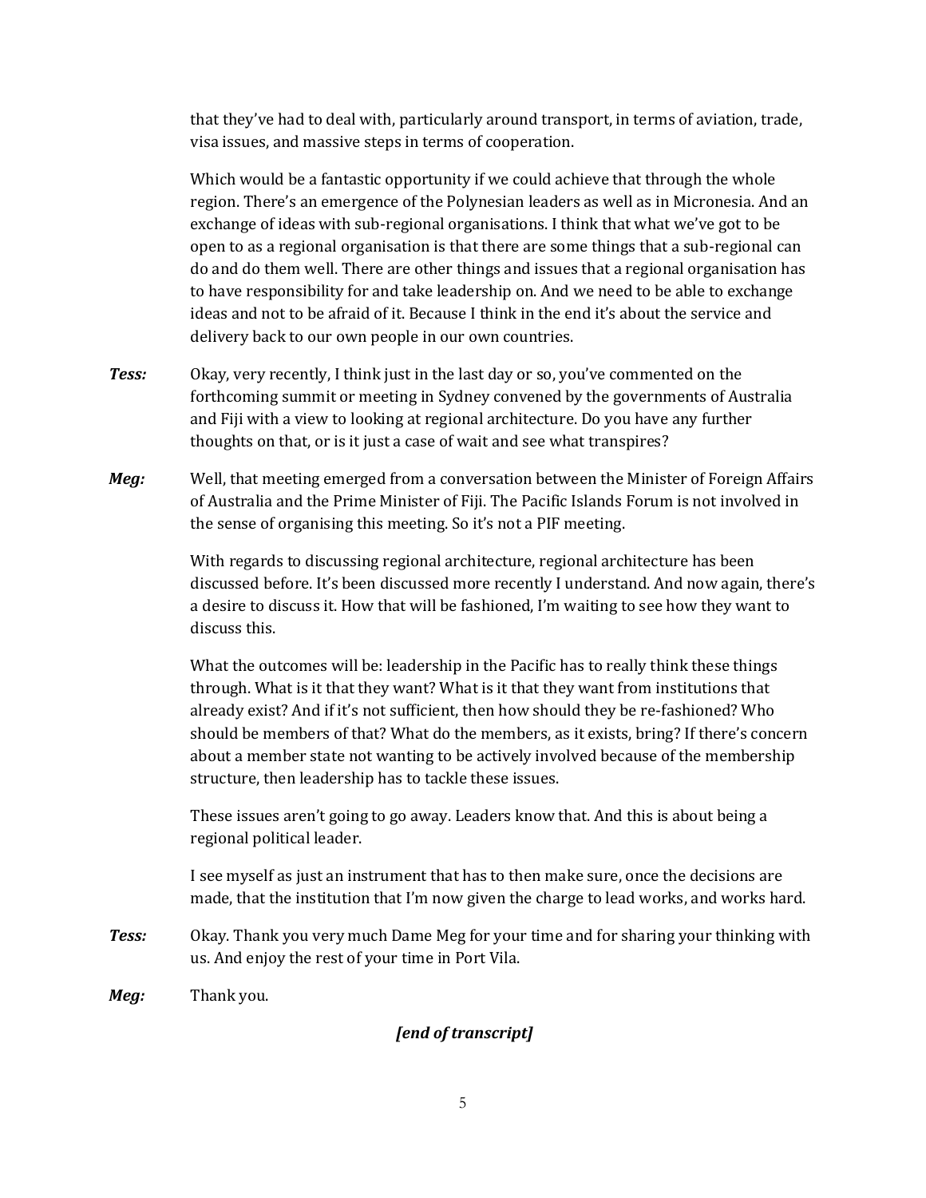that they've had to deal with, particularly around transport, in terms of aviation, trade, visa issues, and massive steps in terms of cooperation.

Which would be a fantastic opportunity if we could achieve that through the whole region. There's an emergence of the Polynesian leaders as well as in Micronesia. And an exchange of ideas with sub-regional organisations. I think that what we've got to be open to as a regional organisation is that there are some things that a sub-regional can do and do them well. There are other things and issues that a regional organisation has to have responsibility for and take leadership on. And we need to be able to exchange ideas and not to be afraid of it. Because I think in the end it's about the service and delivery back to our own people in our own countries.

***Tess:*** Okay, very recently, I think just in the last day or so, you've commented on the forthcoming summit or meeting in Sydney convened by the governments of Australia and Fiji with a view to looking at regional architecture. Do you have any further thoughts on that, or is it just a case of wait and see what transpires?

***Meg:*** Well, that meeting emerged from a conversation between the Minister of Foreign Affairs of Australia and the Prime Minister of Fiji. The Pacific Islands Forum is not involved in the sense of organising this meeting. So it's not a PIF meeting.

With regards to discussing regional architecture, regional architecture has been discussed before. It's been discussed more recently I understand. And now again, there's a desire to discuss it. How that will be fashioned, I'm waiting to see how they want to discuss this.

What the outcomes will be: leadership in the Pacific has to really think these things through. What is it that they want? What is it that they want from institutions that already exist? And if it's not sufficient, then how should they be re-fashioned? Who should be members of that? What do the members, as it exists, bring? If there's concern about a member state not wanting to be actively involved because of the membership structure, then leadership has to tackle these issues.

These issues aren't going to go away. Leaders know that. And this is about being a regional political leader.

I see myself as just an instrument that has to then make sure, once the decisions are made, that the institution that I'm now given the charge to lead works, and works hard.

***Tess:*** Okay. Thank you very much Dame Meg for your time and for sharing your thinking with us. And enjoy the rest of your time in Port Vila.

***Meg:*** Thank you.

***[end of transcript]***